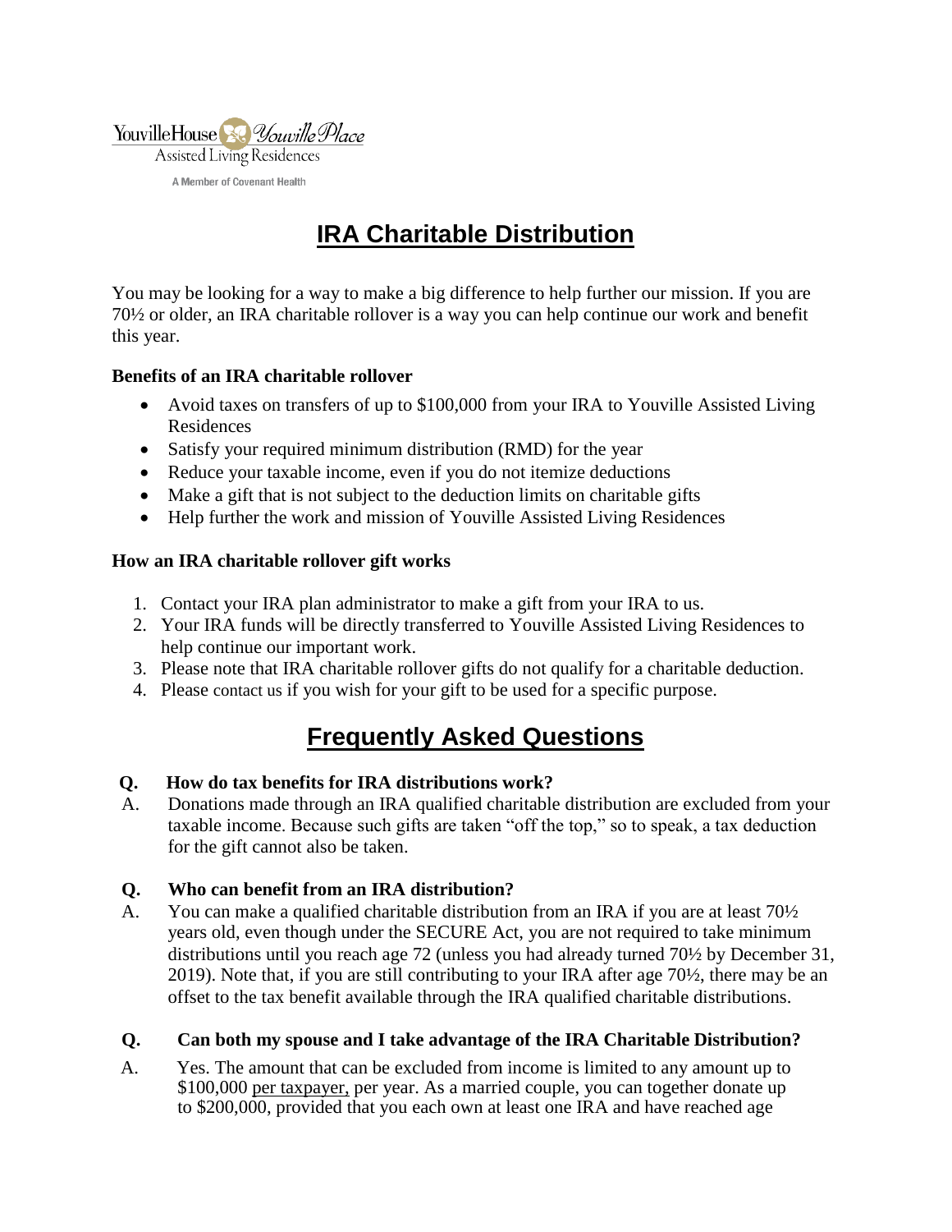YouvilleHouse Youville Place

Assisted Living Residences

A Member of Covenant Health

# IRA Charitable Distribution

You may be looking for a way to make a big difference to help further our mission. If you are 70½ or older, an IRA charitable rollover is a way you can help continue our work and benefit this year.

**Benefits of an IRA charitable rollover**

- Avoid taxes on transfers of up to $100,000 from your IRA to Youville Assisted Living Residences
- Satisfy your required minimum distribution (RMD) for the year
- Reduce your taxable income, even if you do not itemize deductions
- Make a gift that is not subject to the deduction limits on charitable gifts
- Help further the work and mission of Youville Assisted Living Residences

**How an IRA charitable rollover gift works**

1. Contact your IRA plan administrator to make a gift from your IRA to us.
2. Your IRA funds will be directly transferred to Youville Assisted Living Residences to help continue our important work.
3. Please note that IRA charitable rollover gifts do not qualify for a charitable deduction.
4. Please contact us if you wish for your gift to be used for a specific purpose.

# Frequently Asked Questions

**Q. How do tax benefits for IRA distributions work?**

A. Donations made through an IRA qualified charitable distribution are excluded from your taxable income. Because such gifts are taken "off the top," so to speak, a tax deduction for the gift cannot also be taken.

**Q. Who can benefit from an IRA distribution?**

A. You can make a qualified charitable distribution from an IRA if you are at least 70½ years old, even though under the SECURE Act, you are not required to take minimum distributions until you reach age 72 (unless you had already turned 70½ by December 31, 2019). Note that, if you are still contributing to your IRA after age 70½, there may be an offset to the tax benefit available through the IRA qualified charitable distributions.

**Q. Can both my spouse and I take advantage of the IRA Charitable Distribution?**

A. Yes. The amount that can be excluded from income is limited to any amount up to $100,000 per taxpayer, per year. As a married couple, you can together donate up to $200,000, provided that you each own at least one IRA and have reached age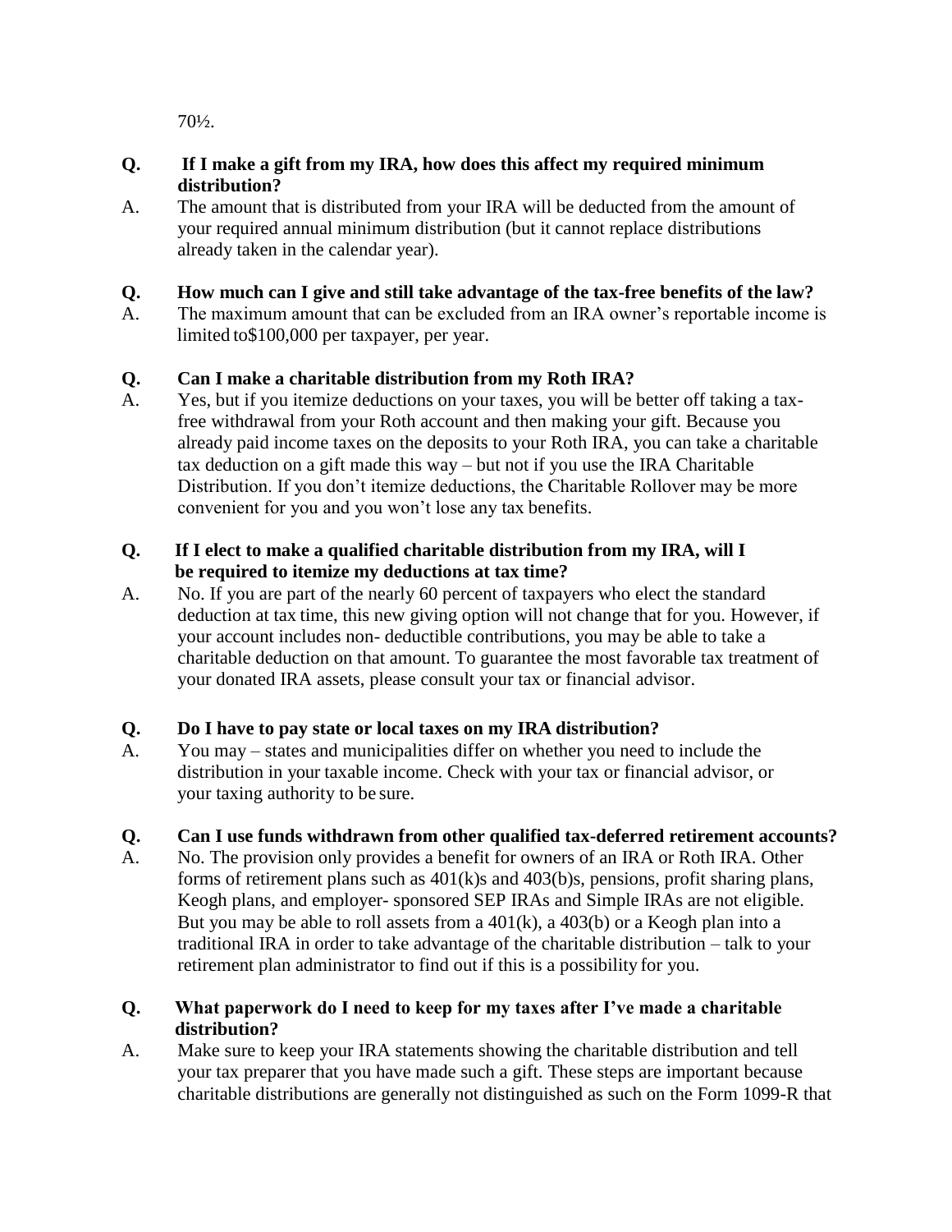70½.

**Q. If I make a gift from my IRA, how does this affect my required minimum distribution?**

A. The amount that is distributed from your IRA will be deducted from the amount of your required annual minimum distribution (but it cannot replace distributions already taken in the calendar year).

**Q. How much can I give and still take advantage of the tax-free benefits of the law?**

A. The maximum amount that can be excluded from an IRA owner's reportable income is limited to$100,000 per taxpayer, per year.

**Q. Can I make a charitable distribution from my Roth IRA?**

A. Yes, but if you itemize deductions on your taxes, you will be better off taking a tax-free withdrawal from your Roth account and then making your gift. Because you already paid income taxes on the deposits to your Roth IRA, you can take a charitable tax deduction on a gift made this way – but not if you use the IRA Charitable Distribution. If you don't itemize deductions, the Charitable Rollover may be more convenient for you and you won't lose any tax benefits.

**Q. If I elect to make a qualified charitable distribution from my IRA, will I be required to itemize my deductions at tax time?**

A. No. If you are part of the nearly 60 percent of taxpayers who elect the standard deduction at tax time, this new giving option will not change that for you. However, if your account includes non- deductible contributions, you may be able to take a charitable deduction on that amount. To guarantee the most favorable tax treatment of your donated IRA assets, please consult your tax or financial advisor.

**Q. Do I have to pay state or local taxes on my IRA distribution?**

A. You may – states and municipalities differ on whether you need to include the distribution in your taxable income. Check with your tax or financial advisor, or your taxing authority to be sure.

**Q. Can I use funds withdrawn from other qualified tax-deferred retirement accounts?**

A. No. The provision only provides a benefit for owners of an IRA or Roth IRA. Other forms of retirement plans such as 401(k)s and 403(b)s, pensions, profit sharing plans, Keogh plans, and employer- sponsored SEP IRAs and Simple IRAs are not eligible. But you may be able to roll assets from a 401(k), a 403(b) or a Keogh plan into a traditional IRA in order to take advantage of the charitable distribution – talk to your retirement plan administrator to find out if this is a possibility for you.

**Q. What paperwork do I need to keep for my taxes after I've made a charitable distribution?**

A. Make sure to keep your IRA statements showing the charitable distribution and tell your tax preparer that you have made such a gift. These steps are important because charitable distributions are generally not distinguished as such on the Form 1099-R that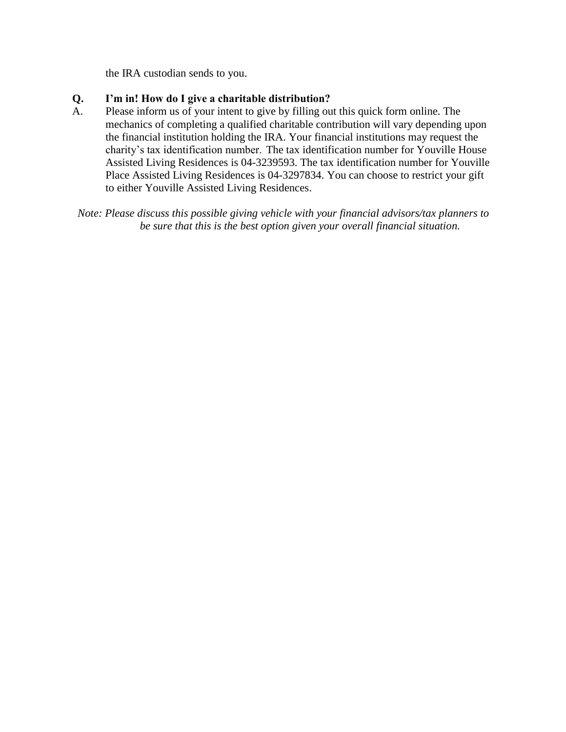the IRA custodian sends to you.

**Q. I'm in! How do I give a charitable distribution?**

A. Please inform us of your intent to give by filling out this quick form online. The mechanics of completing a qualified charitable contribution will vary depending upon the financial institution holding the IRA. Your financial institutions may request the charity's tax identification number. The tax identification number for Youville House Assisted Living Residences is 04-3239593. The tax identification number for Youville Place Assisted Living Residences is 04-3297834. You can choose to restrict your gift to either Youville Assisted Living Residences.

*Note: Please discuss this possible giving vehicle with your financial advisors/tax planners to be sure that this is the best option given your overall financial situation.*